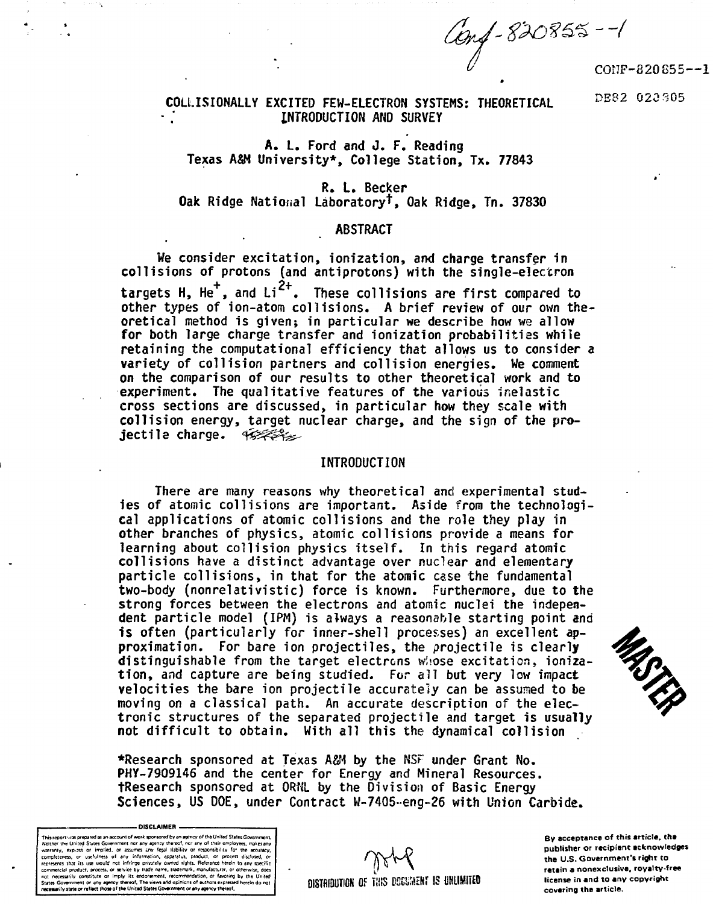Conf-820855--1

CONF-820855--1

DE82 020305

# COLLISIONALLY EXCITED FEW-ELECTRON SYSTEMS: THEORETICAL INTRODUCTION AND SURVEY

A. L. Ford and J. F. Reading
Texas A&M University*, College Station, Tx. 77843

R. L. Becker
Oak Ridge National Laboratory†, Oak Ridge, Tn. 37830

## ABSTRACT

We consider excitation, ionization, and charge transfer in collisions of protons (and antiprotons) with the single-electron targets H, $He^{+}$, and $Li^{2+}$. These collisions are first compared to other types of ion-atom collisions. A brief review of our own theoretical method is given; in particular we describe how we allow for both large charge transfer and ionization probabilities while retaining the computational efficiency that allows us to consider a variety of collision partners and collision energies. We comment on the comparison of our results to other theoretical work and to experiment. The qualitative features of the various inelastic cross sections are discussed, in particular how they scale with collision energy, target nuclear charge, and the sign of the projectile charge.

## INTRODUCTION

There are many reasons why theoretical and experimental studies of atomic collisions are important. Aside from the technological applications of atomic collisions and the role they play in other branches of physics, atomic collisions provide a means for learning about collision physics itself. In this regard atomic collisions have a distinct advantage over nuclear and elementary particle collisions, in that for the atomic case the fundamental two-body (nonrelativistic) force is known. Furthermore, due to the strong forces between the electrons and atomic nuclei the independent particle model (IPM) is always a reasonable starting point and is often (particularly for inner-shell processes) an excellent approximation. For bare ion projectiles, the projectile is clearly distinguishable from the target electrons whose excitation, ionization, and capture are being studied. For all but very low impact velocities the bare ion projectile accurately can be assumed to be moving on a classical path. An accurate description of the electronic structures of the separated projectile and target is usually not difficult to obtain. With all this the dynamical collision

*Research sponsored at Texas A&M by the NSF under Grant No. PHY-7909146 and the center for Energy and Mineral Resources.
†Research sponsored at ORNL by the Division of Basic Energy Sciences, US DOE, under Contract W-7405-eng-26 with Union Carbide.

DISCLAIMER

This report was prepared as an account of work sponsored by an agency of the United States Government. Neither the United States Government nor any agency thereof, nor any of their employees, makes any warranty, express or implied, or assumes any legal liability or responsibility for the accuracy, completeness, or usefulness of any information, apparatus, product, or process disclosed, or represents that its use would not infringe privately owned rights. Reference herein to any specific commercial product, process, or service by trade name, trademark, manufacturer, or otherwise, does not necessarily constitute or imply its endorsement, recommendation, or favoring by the United States Government or any agency thereof. The views and opinions of authors expressed herein do not necessarily state or reflect those of the United States Government or any agency thereof.

MASTER

DISTRIBUTION OF THIS DOCUMENT IS UNLIMITED

By acceptance of this article, the publisher or recipient acknowledges the U.S. Government's right to retain a nonexclusive, royalty-free license in and to any copyright covering the article.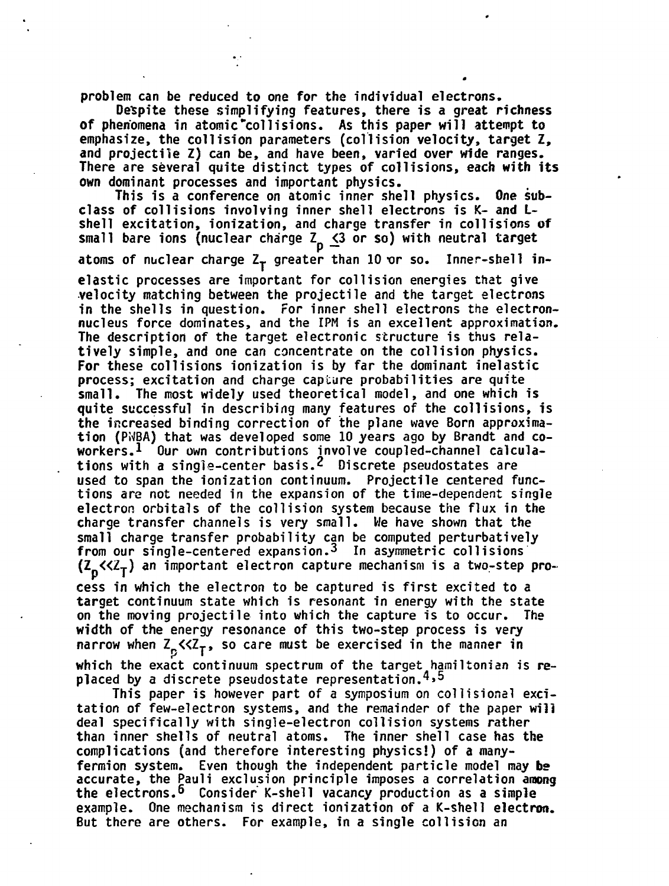problem can be reduced to one for the individual electrons.

Despite these simplifying features, there is a great richness of phenomena in atomic collisions. As this paper will attempt to emphasize, the collision parameters (collision velocity, target Z, and projectile Z) can be, and have been, varied over wide ranges. There are several quite distinct types of collisions, each with its own dominant processes and important physics.

This is a conference on atomic inner shell physics. One subclass of collisions involving inner shell electrons is K- and L-shell excitation, ionization, and charge transfer in collisions of small bare ions (nuclear charge $Z_p \lesssim 3$ or so) with neutral target atoms of nuclear charge $Z_T$ greater than 10 or so. Inner-shell inelastic processes are important for collision energies that give velocity matching between the projectile and the target electrons in the shells in question. For inner shell electrons the electron-nucleus force dominates, and the IPM is an excellent approximation. The description of the target electronic structure is thus relatively simple, and one can concentrate on the collision physics. For these collisions ionization is by far the dominant inelastic process; excitation and charge capture probabilities are quite small. The most widely used theoretical model, and one which is quite successful in describing many features of the collisions, is the increased binding correction of the plane wave Born approximation (PWBA) that was developed some 10 years ago by Brandt and coworkers.[1] Our own contributions involve coupled-channel calculations with a single-center basis.[2] Discrete pseudostates are used to span the ionization continuum. Projectile centered functions are not needed in the expansion of the time-dependent single electron orbitals of the collision system because the flux in the charge transfer channels is very small. We have shown that the small charge transfer probability can be computed perturbatively from our single-centered expansion.[3] In asymmetric collisions ($Z_p \ll Z_T$) an important electron capture mechanism is a two-step process in which the electron to be captured is first excited to a target continuum state which is resonant in energy with the state on the moving projectile into which the capture is to occur. The width of the energy resonance of this two-step process is very narrow when $Z_p \ll Z_T$, so care must be exercised in the manner in which the exact continuum spectrum of the target hamiltonian is replaced by a discrete pseudostate representation.[4,5]

This paper is however part of a symposium on collisional excitation of few-electron systems, and the remainder of the paper will deal specifically with single-electron collision systems rather than inner shells of neutral atoms. The inner shell case has the complications (and therefore interesting physics!) of a many-fermion system. Even though the independent particle model may be accurate, the Pauli exclusion principle imposes a correlation among the electrons.[6] Consider K-shell vacancy production as a simple example. One mechanism is direct ionization of a K-shell electron. But there are others. For example, in a single collision an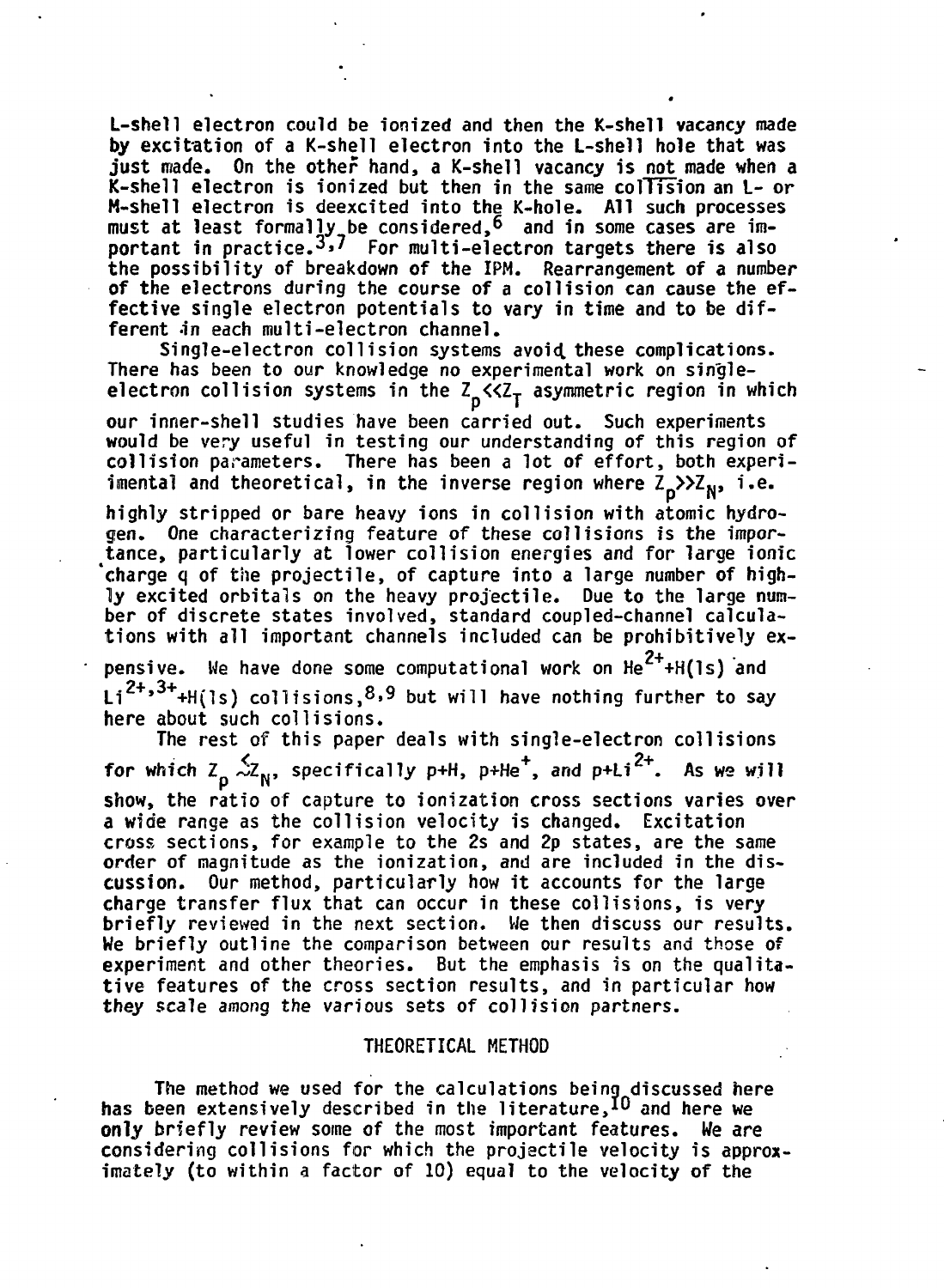L-shell electron could be ionized and then the K-shell vacancy made by excitation of a K-shell electron into the L-shell hole that was just made. On the other hand, a K-shell vacancy is not made when a K-shell electron is ionized but then in the same collision an L- or M-shell electron is deexcited into the K-hole. All such processes must at least formally be considered,[6] and in some cases are important in practice.[3,7] For multi-electron targets there is also the possibility of breakdown of the IPM. Rearrangement of a number of the electrons during the course of a collision can cause the effective single electron potentials to vary in time and to be different in each multi-electron channel.

Single-electron collision systems avoid these complications. There has been to our knowledge no experimental work on single-electron collision systems in the $Z_p \ll Z_T$ asymmetric region in which our inner-shell studies have been carried out. Such experiments would be very useful in testing our understanding of this region of collision parameters. There has been a lot of effort, both experimental and theoretical, in the inverse region where $Z_p \gg Z_N$, i.e. highly stripped or bare heavy ions in collision with atomic hydrogen. One characterizing feature of these collisions is the importance, particularly at lower collision energies and for large ionic charge q of the projectile, of capture into a large number of highly excited orbitals on the heavy projectile. Due to the large number of discrete states involved, standard coupled-channel calculations with all important channels included can be prohibitively expensive. We have done some computational work on $He^{2+}$+H(1s) and $Li^{2+,3+}$+H(1s) collisions,[8,9] but will have nothing further to say here about such collisions.

The rest of this paper deals with single-electron collisions for which $Z_p \lesssim Z_N$, specifically p+H, p+$He^{+}$, and p+$Li^{2+}$. As we will show, the ratio of capture to ionization cross sections varies over a wide range as the collision velocity is changed. Excitation cross sections, for example to the 2s and 2p states, are the same order of magnitude as the ionization, and are included in the discussion. Our method, particularly how it accounts for the large charge transfer flux that can occur in these collisions, is very briefly reviewed in the next section. We then discuss our results. We briefly outline the comparison between our results and those of experiment and other theories. But the emphasis is on the qualitative features of the cross section results, and in particular how they scale among the various sets of collision partners.

## THEORETICAL METHOD

The method we used for the calculations being discussed here has been extensively described in the literature,[10] and here we only briefly review some of the most important features. We are considering collisions for which the projectile velocity is approximately (to within a factor of 10) equal to the velocity of the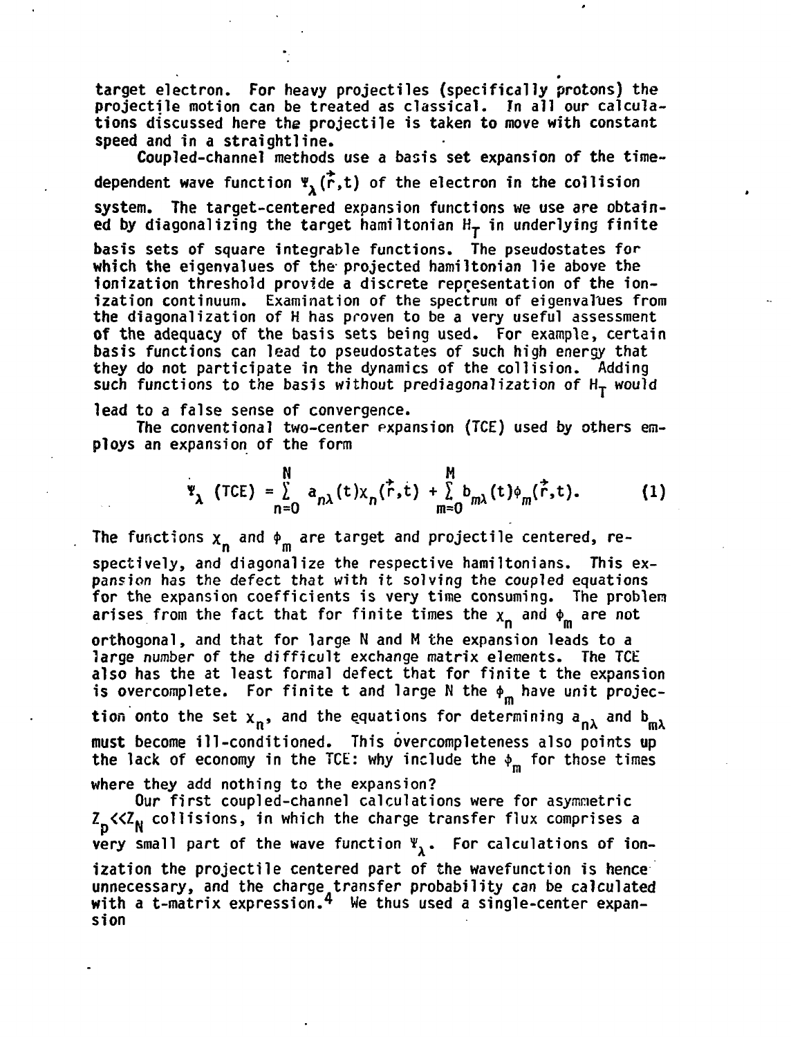target electron. For heavy projectiles (specifically protons) the projectile motion can be treated as classical. In all our calculations discussed here the projectile is taken to move with constant speed and in a straightline.

Coupled-channel methods use a basis set expansion of the time-dependent wave function $\Psi_\lambda(\vec{r},t)$ of the electron in the collision system. The target-centered expansion functions we use are obtained by diagonalizing the target hamiltonian $H_T$ in underlying finite basis sets of square integrable functions. The pseudostates for which the eigenvalues of the projected hamiltonian lie above the ionization threshold provide a discrete representation of the ionization continuum. Examination of the spectrum of eigenvalues from the diagonalization of H has proven to be a very useful assessment of the adequacy of the basis sets being used. For example, certain basis functions can lead to pseudostates of such high energy that they do not participate in the dynamics of the collision. Adding such functions to the basis without prediagonalization of $H_T$ would lead to a false sense of convergence.

The conventional two-center expansion (TCE) used by others employs an expansion of the form

$$\Psi_\lambda \text{ (TCE)} = \sum_{n=0}^{N} a_{n\lambda}(t)\chi_n(\vec{r},t) + \sum_{m=0}^{M} b_{m\lambda}(t)\phi_m(\vec{r},t). \tag{1}$$

The functions $\chi_n$ and $\phi_m$ are target and projectile centered, respectively, and diagonalize the respective hamiltonians. This expansion has the defect that with it solving the coupled equations for the expansion coefficients is very time consuming. The problem arises from the fact that for finite times the $\chi_n$ and $\phi_m$ are not orthogonal, and that for large N and M the expansion leads to a large number of the difficult exchange matrix elements. The TCE also has the at least formal defect that for finite t the expansion is overcomplete. For finite t and large N the $\phi_m$ have unit projection onto the set $\chi_n$, and the equations for determining $a_{n\lambda}$ and $b_{m\lambda}$ must become ill-conditioned. This overcompleteness also points up the lack of economy in the TCE: why include the $\phi_m$ for those times where they add nothing to the expansion?

Our first coupled-channel calculations were for asymmetric $Z_p \ll Z_N$ collisions, in which the charge transfer flux comprises a very small part of the wave function $\Psi_\lambda$. For calculations of ionization the projectile centered part of the wavefunction is hence unnecessary, and the charge transfer probability can be calculated with a t-matrix expression.[4] We thus used a single-center expansion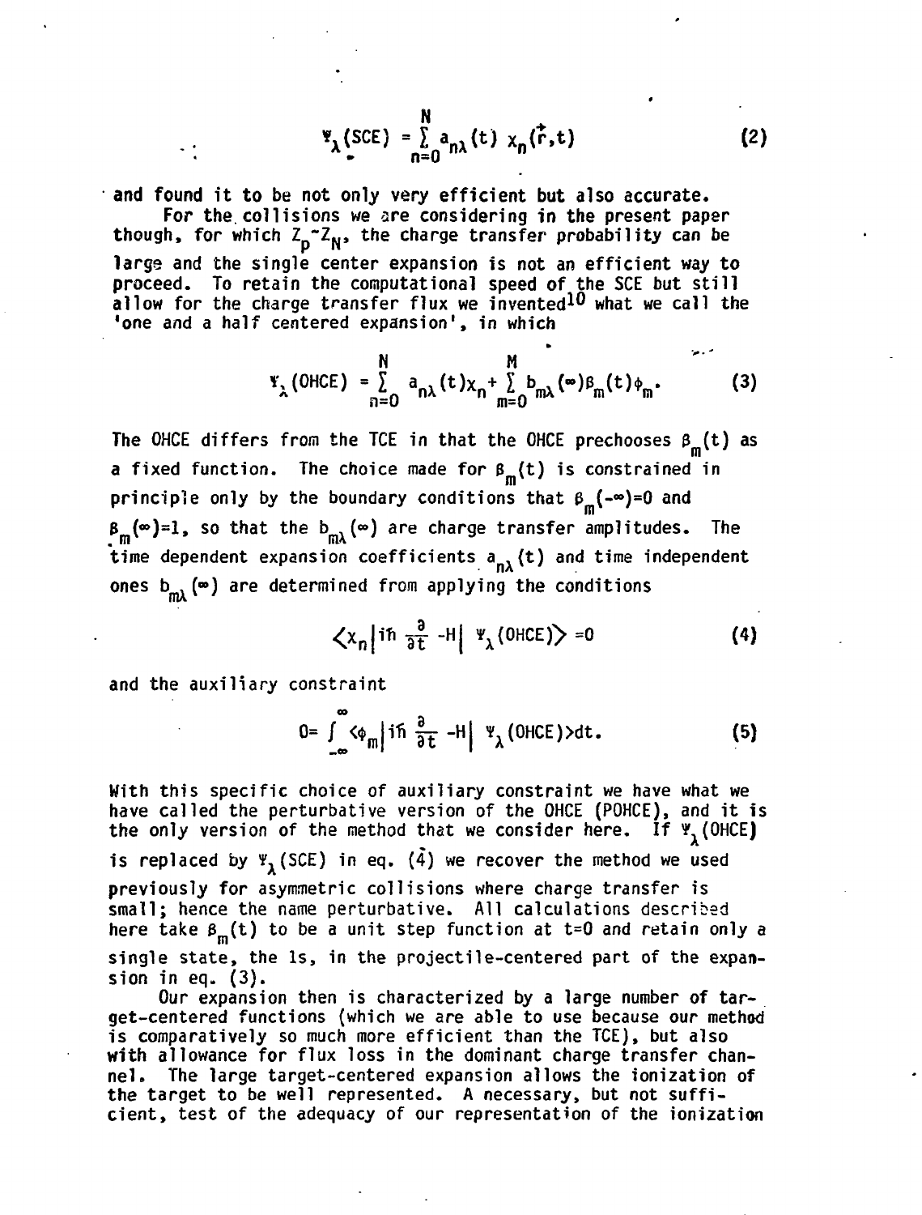$$\Psi_\lambda(\text{SCE}) = \sum_{n=0}^{N} a_{n\lambda}(t)\, \chi_n(\vec{r},t) \tag{2}$$

and found it to be not only very efficient but also accurate.

For the collisions we are considering in the present paper though, for which $Z_p \sim Z_N$, the charge transfer probability can be large and the single center expansion is not an efficient way to proceed. To retain the computational speed of the SCE but still allow for the charge transfer flux we invented[10] what we call the 'one and a half centered expansion', in which

$$\Psi_\lambda(\text{OHCE}) = \sum_{n=0}^{N} a_{n\lambda}(t)\chi_n + \sum_{m=0}^{M} b_{m\lambda}(\infty)\beta_m(t)\phi_m. \tag{3}$$

The OHCE differs from the TCE in that the OHCE prechooses $\beta_m(t)$ as a fixed function. The choice made for $\beta_m(t)$ is constrained in principle only by the boundary conditions that $\beta_m(-\infty)=0$ and $\beta_m(\infty)=1$, so that the $b_{m\lambda}(\infty)$ are charge transfer amplitudes. The time dependent expansion coefficients $a_{n\lambda}(t)$ and time independent ones $b_{m\lambda}(\infty)$ are determined from applying the conditions

$$\langle \chi_n | i\hbar \tfrac{\partial}{\partial t} - H | \Psi_\lambda(\text{OHCE})\rangle = 0 \tag{4}$$

and the auxiliary constraint

$$0 = \int_{-\infty}^{\infty} \langle \phi_m | i\hbar \tfrac{\partial}{\partial t} - H | \Psi_\lambda(\text{OHCE})\rangle dt. \tag{5}$$

With this specific choice of auxiliary constraint we have what we have called the perturbative version of the OHCE (POHCE), and it is the only version of the method that we consider here. If $\Psi_\lambda(\text{OHCE})$ is replaced by $\Psi_\lambda(\text{SCE})$ in eq. (4) we recover the method we used previously for asymmetric collisions where charge transfer is small; hence the name perturbative. All calculations described here take $\beta_m(t)$ to be a unit step function at t=0 and retain only a single state, the 1s, in the projectile-centered part of the expansion in eq. (3).

Our expansion then is characterized by a large number of target-centered functions (which we are able to use because our method is comparatively so much more efficient than the TCE), but also with allowance for flux loss in the dominant charge transfer channel. The large target-centered expansion allows the ionization of the target to be well represented. A necessary, but not sufficient, test of the adequacy of our representation of the ionization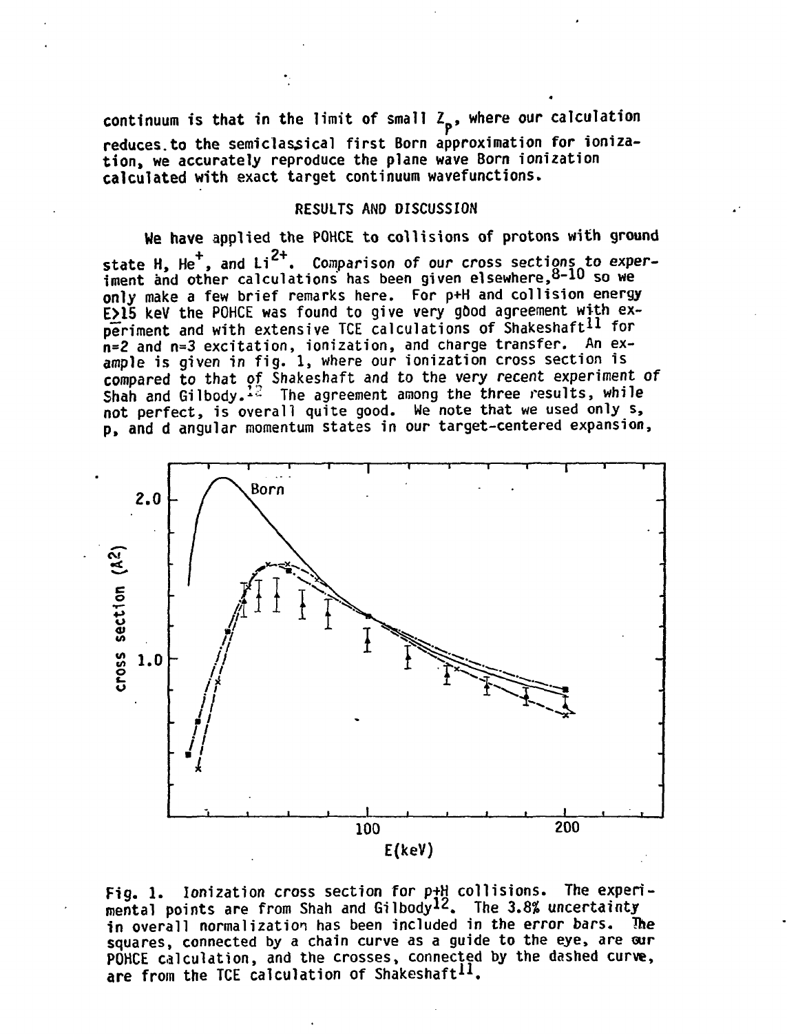continuum is that in the limit of small $Z_p$, where our calculation reduces to the semiclassical first Born approximation for ionization, we accurately reproduce the plane wave Born ionization calculated with exact target continuum wavefunctions.

## RESULTS AND DISCUSSION

We have applied the POHCE to collisions of protons with ground state H, $He^+$, and $Li^{2+}$. Comparison of our cross sections to experiment and other calculations has been given elsewhere,[8-10] so we only make a few brief remarks here. For p+H and collision energy E≥15 keV the POHCE was found to give very good agreement with experiment and with extensive TCE calculations of Shakeshaft[11] for n=2 and n=3 excitation, ionization, and charge transfer. An example is given in fig. 1, where our ionization cross section is compared to that of Shakeshaft and to the very recent experiment of Shah and Gilbody.[12] The agreement among the three results, while not perfect, is overall quite good. We note that we used only s, p, and d angular momentum states in our target-centered expansion,

Fig. 1. Ionization cross section for p+H collisions. The experimental points are from Shah and Gilbody[12]. The 3.8% uncertainty in overall normalization has been included in the error bars. The squares, connected by a chain curve as a guide to the eye, are our POHCE calculation, and the crosses, connected by the dashed curve, are from the TCE calculation of Shakeshaft[11].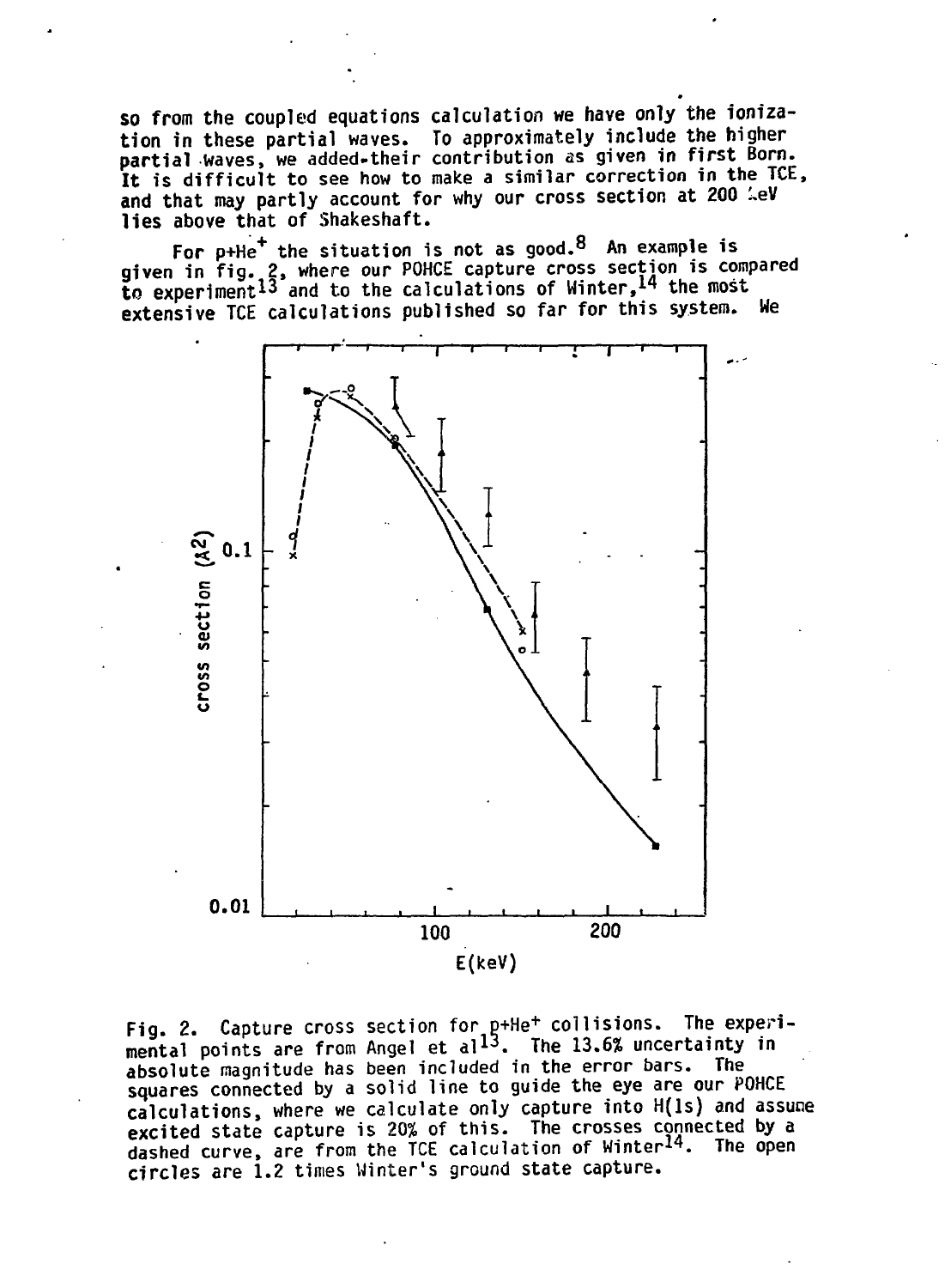so from the coupled equations calculation we have only the ionization in these partial waves. To approximately include the higher partial waves, we added their contribution as given in first Born. It is difficult to see how to make a similar correction in the TCE, and that may partly account for why our cross section at 200 keV lies above that of Shakeshaft.

For $p+He^+$ the situation is not as good.[8] An example is given in fig. 2, where our POHCE capture cross section is compared to experiment[13] and to the calculations of Winter,[14] the most extensive TCE calculations published so far for this system. We

Fig. 2. Capture cross section for $p+He^+$ collisions. The experimental points are from Angel et al[13]. The 13.6% uncertainty in absolute magnitude has been included in the error bars. The squares connected by a solid line to guide the eye are our POHCE calculations, where we calculate only capture into H(1s) and assume excited state capture is 20% of this. The crosses connected by a dashed curve, are from the TCE calculation of Winter[14]. The open circles are 1.2 times Winter's ground state capture.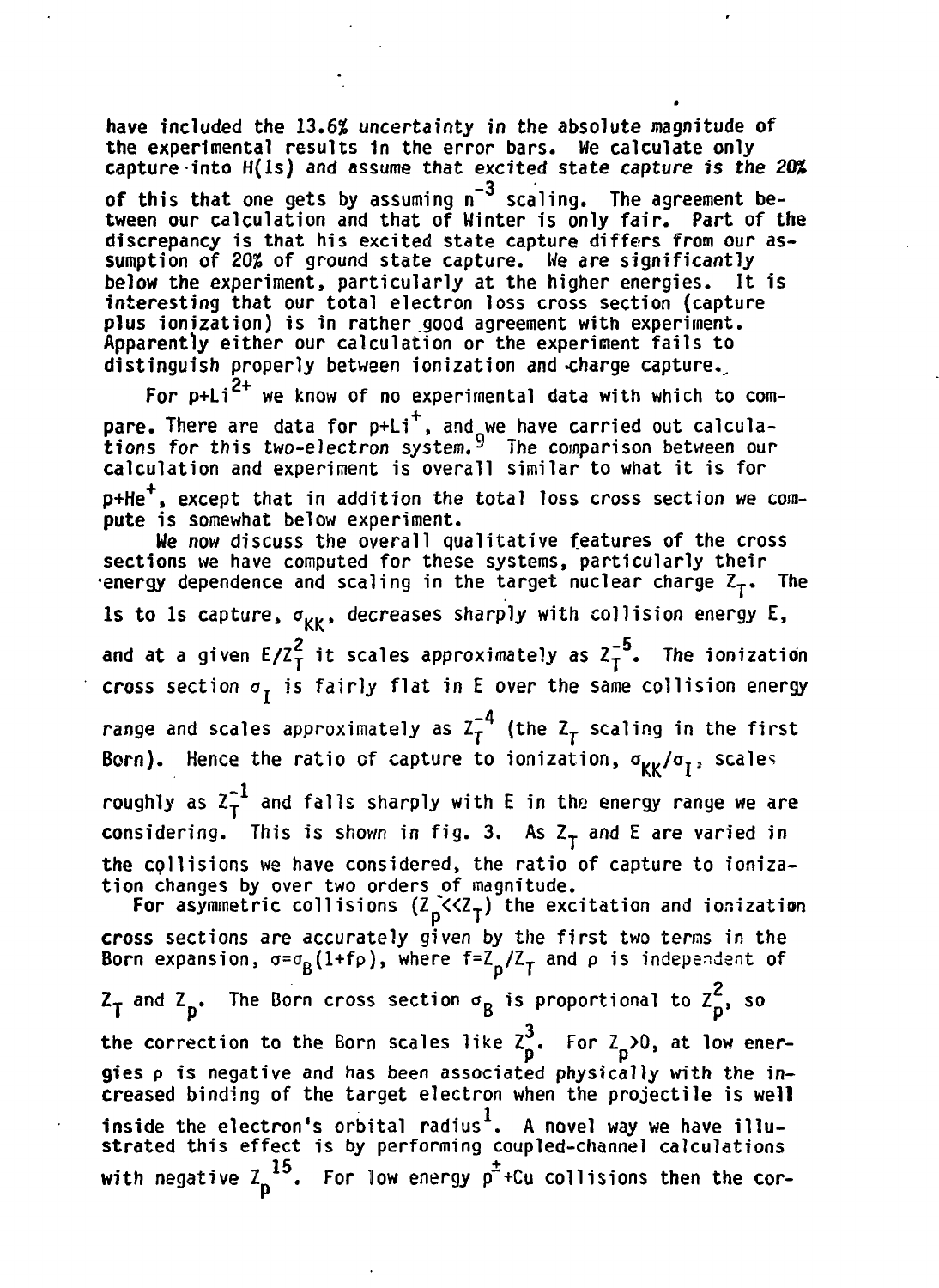have included the 13.6% uncertainty in the absolute magnitude of the experimental results in the error bars. We calculate only capture into H(1s) and assume that excited state capture is the 20% of this that one gets by assuming $n^{-3}$ scaling. The agreement between our calculation and that of Winter is only fair. Part of the discrepancy is that his excited state capture differs from our assumption of 20% of ground state capture. We are significantly below the experiment, particularly at the higher energies. It is interesting that our total electron loss cross section (capture plus ionization) is in rather good agreement with experiment. Apparently either our calculation or the experiment fails to distinguish properly between ionization and charge capture.

For $p+Li^{2+}$ we know of no experimental data with which to compare. There are data for $p+Li^{+}$, and we have carried out calculations for this two-electron system.[9] The comparison between our calculation and experiment is overall similar to what it is for $p+He^{+}$, except that in addition the total loss cross section we compute is somewhat below experiment.

We now discuss the overall qualitative features of the cross sections we have computed for these systems, particularly their energy dependence and scaling in the target nuclear charge $Z_T$. The 1s to 1s capture, $\sigma_{KK}$, decreases sharply with collision energy E, and at a given $E/Z_T^2$ it scales approximately as $Z_T^{-5}$. The ionization cross section $\sigma_I$ is fairly flat in E over the same collision energy range and scales approximately as $Z_T^{-4}$ (the $Z_T$ scaling in the first Born). Hence the ratio of capture to ionization, $\sigma_{KK}/\sigma_I$, scales roughly as $Z_T^{-1}$ and falls sharply with E in the energy range we are considering. This is shown in fig. 3. As $Z_T$ and E are varied in the collisions we have considered, the ratio of capture to ionization changes by over two orders of magnitude.

For asymmetric collisions ($Z_p << Z_T$) the excitation and ionization cross sections are accurately given by the first two terms in the Born expansion, $\sigma=\sigma_B(1+f\rho)$, where $f=Z_p/Z_T$ and $\rho$ is independent of $Z_T$ and $Z_p$. The Born cross section $\sigma_B$ is proportional to $Z_p^2$, so the correction to the Born scales like $Z_p^3$. For $Z_p>0$, at low energies $\rho$ is negative and has been associated physically with the increased binding of the target electron when the projectile is well inside the electron's orbital radius[1]. A novel way we have illustrated this effect is by performing coupled-channel calculations with negative $Z_p$[15]. For low energy $p^{\pm}$+Cu collisions then the cor-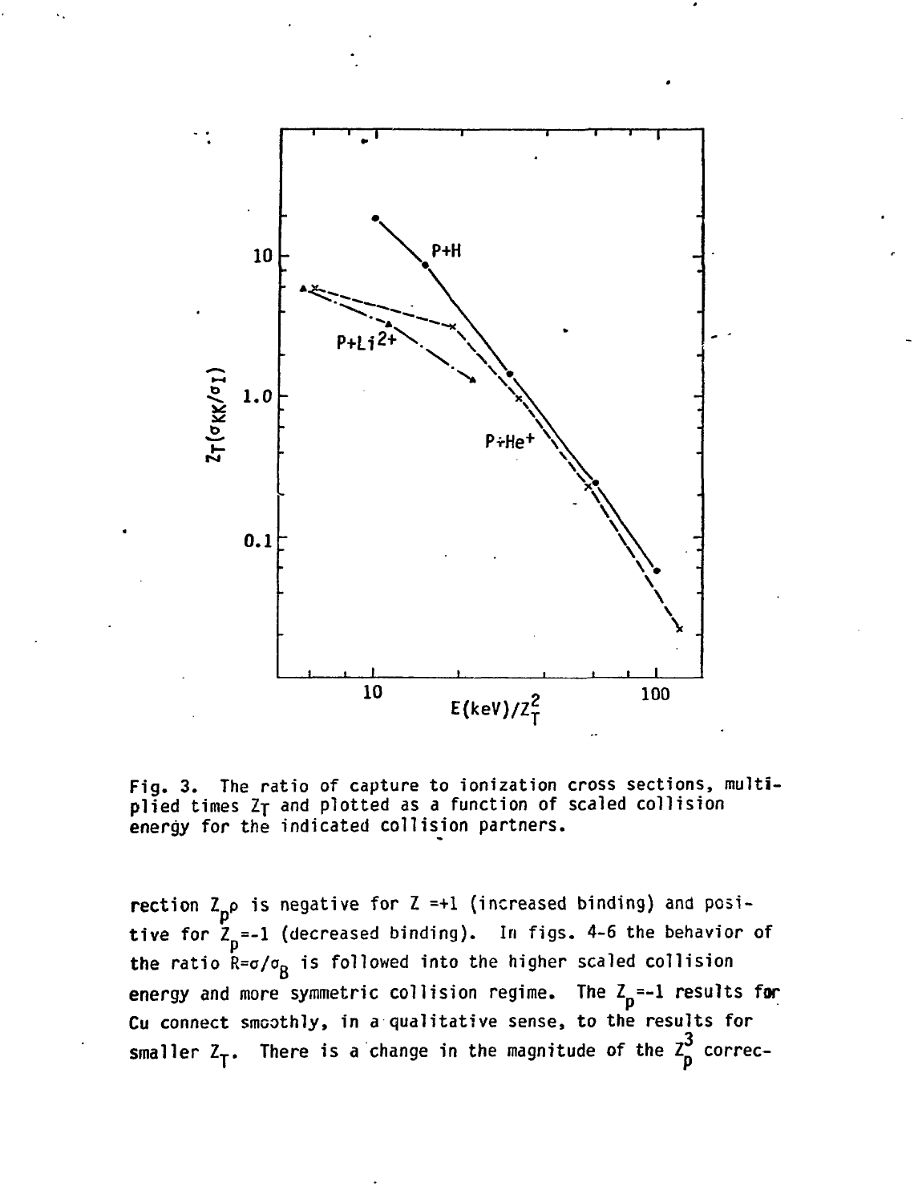Fig. 3. The ratio of capture to ionization cross sections, multiplied times $Z_T$ and plotted as a function of scaled collision energy for the indicated collision partners.

rection $Z_p \rho$ is negative for $Z = +1$ (increased binding) and positive for $Z_p = -1$ (decreased binding). In figs. 4-6 the behavior of the ratio $R = \sigma/\sigma_B$ is followed into the higher scaled collision energy and more symmetric collision regime. The $Z_p = -1$ results for Cu connect smoothly, in a qualitative sense, to the results for smaller $Z_T$. There is a change in the magnitude of the $Z_p^3$ correc-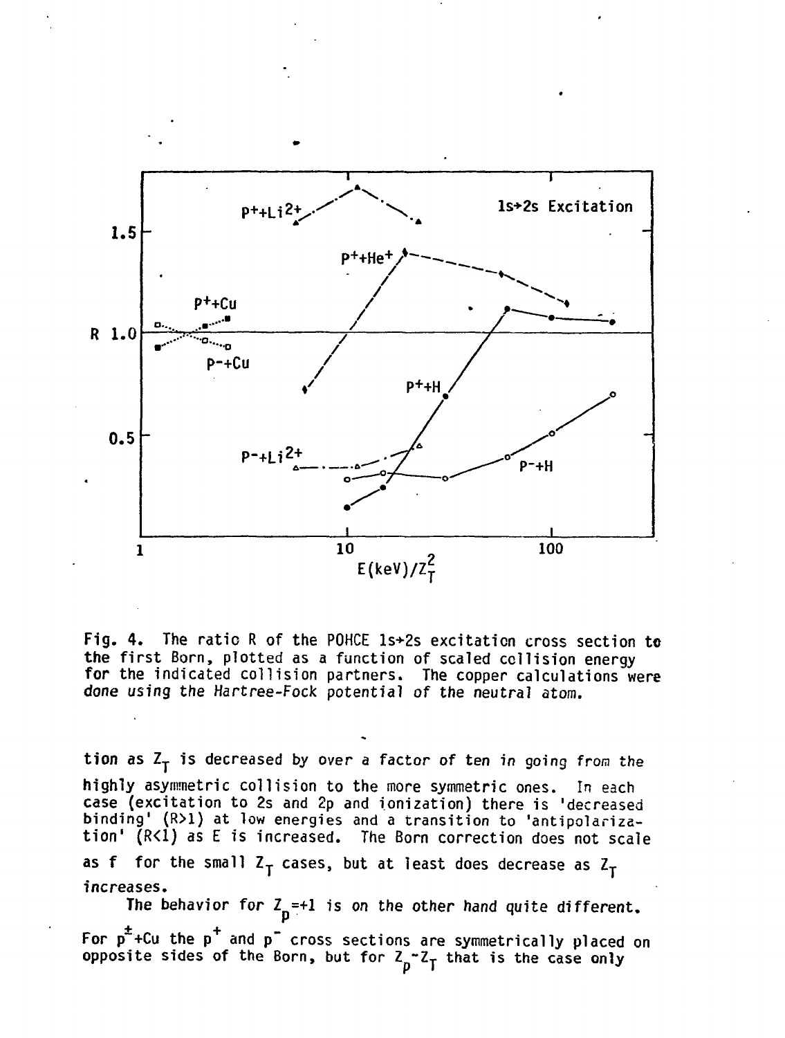Fig. 4. The ratio R of the POHCE 1s→2s excitation cross section to the first Born, plotted as a function of scaled collision energy for the indicated collision partners. The copper calculations were done using the Hartree-Fock potential of the neutral atom.

tion as $Z_T$ is decreased by over a factor of ten in going from the highly asymmetric collision to the more symmetric ones. In each case (excitation to 2s and 2p and ionization) there is 'decreased binding' (R>1) at low energies and a transition to 'antipolarization' (R<1) as E is increased. The Born correction does not scale as f for the small $Z_T$ cases, but at least does decrease as $Z_T$ increases.

The behavior for $Z_p$=+1 is on the other hand quite different. For $p^{\pm}$+Cu the $p^+$ and $p^-$ cross sections are symmetrically placed on opposite sides of the Born, but for $Z_p \sim Z_T$ that is the case only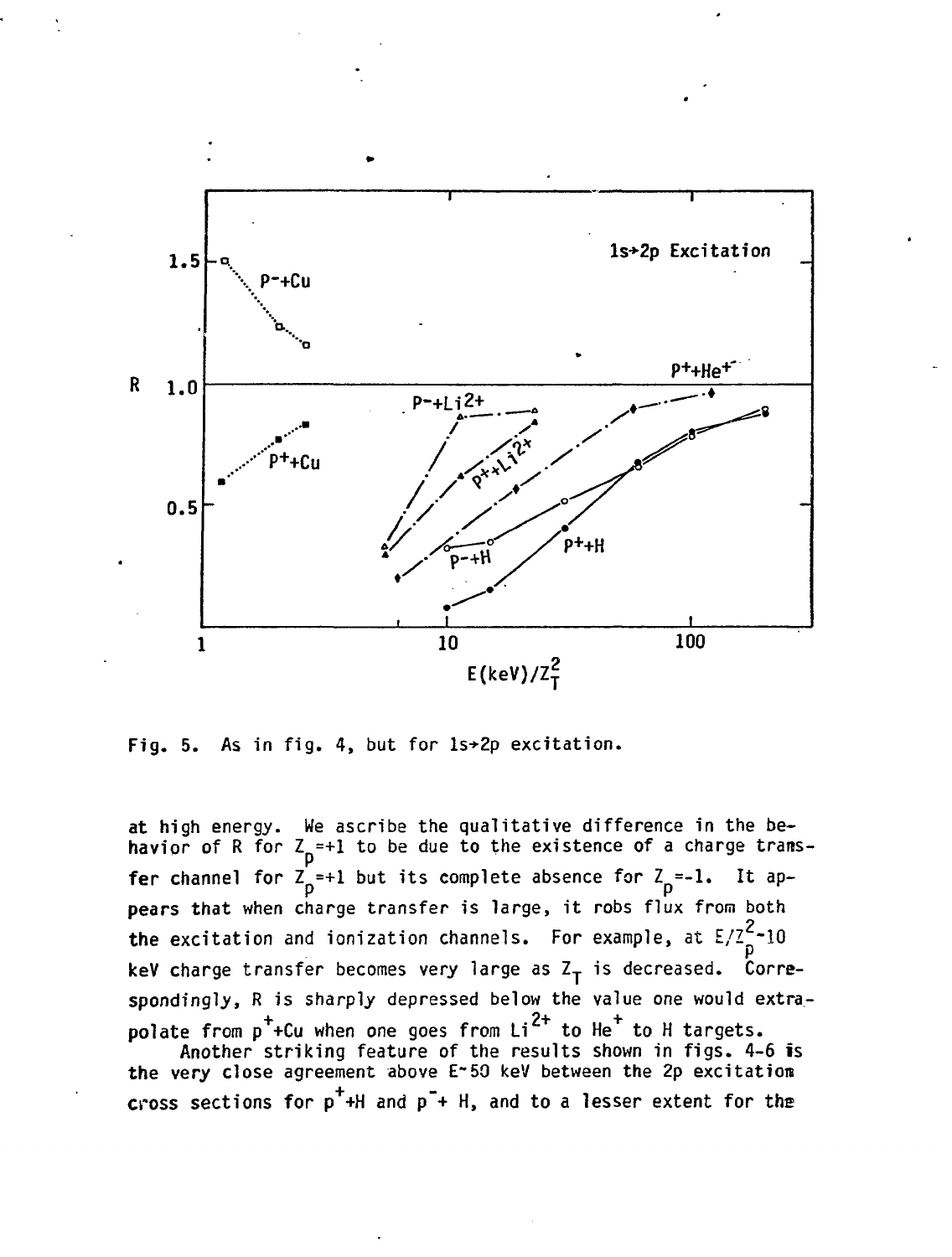Fig. 5. As in fig. 4, but for 1s→2p excitation.

at high energy. We ascribe the qualitative difference in the behavior of R for $Z_p$=+1 to be due to the existence of a charge transfer channel for $Z_p$=+1 but its complete absence for $Z_p$=-1. It appears that when charge transfer is large, it robs flux from both the excitation and ionization channels. For example, at $E/Z_p^2$~10 keV charge transfer becomes very large as $Z_T$ is decreased. Correspondingly, R is sharply depressed below the value one would extrapolate from $p^+$+Cu when one goes from $Li^{2+}$ to $He^+$ to H targets.

Another striking feature of the results shown in figs. 4-6 is the very close agreement above E~50 keV between the 2p excitation cross sections for $p^+$+H and $p^-$+ H, and to a lesser extent for the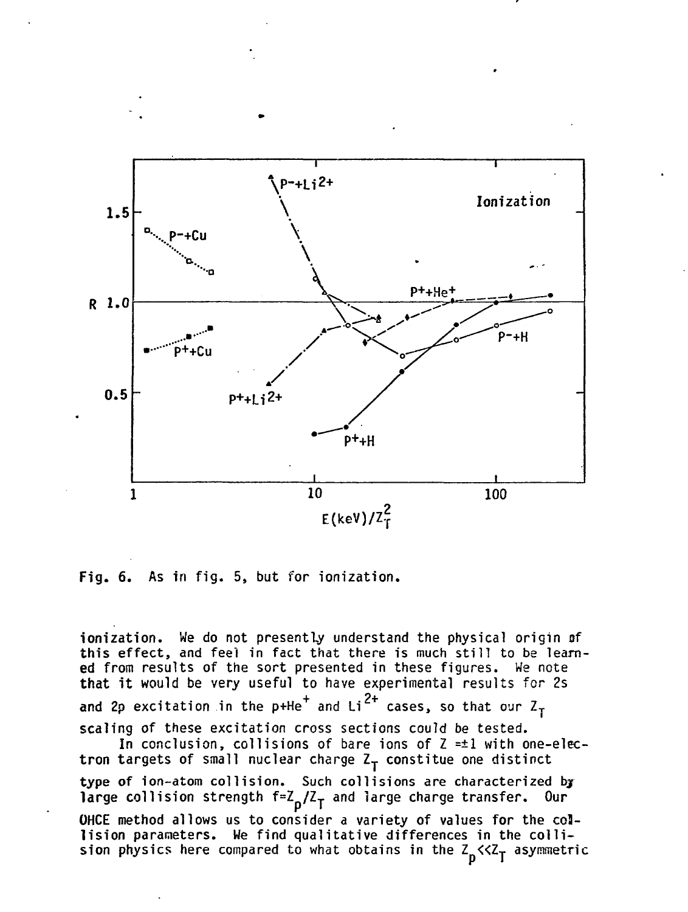Fig. 6. As in fig. 5, but for ionization.

ionization. We do not presently understand the physical origin of this effect, and feel in fact that there is much still to be learned from results of the sort presented in these figures. We note that it would be very useful to have experimental results for 2s and 2p excitation in the p+$He^+$ and $Li^{2+}$ cases, so that our $Z_T$ scaling of these excitation cross sections could be tested.

In conclusion, collisions of bare ions of Z =±1 with one-electron targets of small nuclear charge $Z_T$ constitue one distinct type of ion-atom collision. Such collisions are characterized by large collision strength $f=Z_p/Z_T$ and large charge transfer. Our OHCE method allows us to consider a variety of values for the collision parameters. We find qualitative differences in the collision physics here compared to what obtains in the $Z_p \ll Z_T$ asymmetric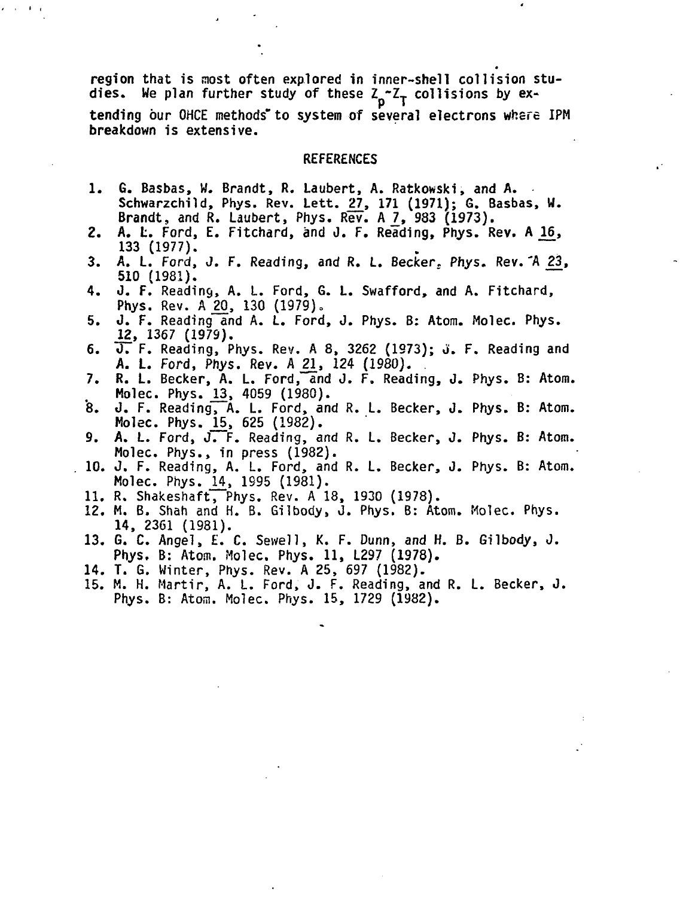region that is most often explored in inner-shell collision studies. We plan further study of these $Z_p$-$Z_T$ collisions by extending our OHCE methods to system of several electrons where IPM breakdown is extensive.

## REFERENCES

1. G. Basbas, W. Brandt, R. Laubert, A. Ratkowski, and A. Schwarzchild, Phys. Rev. Lett. 27, 171 (1971); G. Basbas, W. Brandt, and R. Laubert, Phys. Rev. A 7, 983 (1973).
2. A. L. Ford, E. Fitchard, and J. F. Reading, Phys. Rev. A 16, 133 (1977).
3. A. L. Ford, J. F. Reading, and R. L. Becker, Phys. Rev. A 23, 510 (1981).
4. J. F. Reading, A. L. Ford, G. L. Swafford, and A. Fitchard, Phys. Rev. A 20, 130 (1979).
5. J. F. Reading and A. L. Ford, J. Phys. B: Atom. Molec. Phys. 12, 1367 (1979).
6. J. F. Reading, Phys. Rev. A 8, 3262 (1973); J. F. Reading and A. L. Ford, Phys. Rev. A 21, 124 (1980).
7. R. L. Becker, A. L. Ford, and J. F. Reading, J. Phys. B: Atom. Molec. Phys. 13, 4059 (1980).
8. J. F. Reading, A. L. Ford, and R. L. Becker, J. Phys. B: Atom. Molec. Phys. 15, 625 (1982).
9. A. L. Ford, J. F. Reading, and R. L. Becker, J. Phys. B: Atom. Molec. Phys., in press (1982).
10. J. F. Reading, A. L. Ford, and R. L. Becker, J. Phys. B: Atom. Molec. Phys. 14, 1995 (1981).
11. R. Shakeshaft, Phys. Rev. A 18, 1930 (1978).
12. M. B. Shah and H. B. Gilbody, J. Phys. B: Atom. Molec. Phys. 14, 2361 (1981).
13. G. C. Angel, E. C. Sewell, K. F. Dunn, and H. B. Gilbody, J. Phys. B: Atom. Molec. Phys. 11, L297 (1978).
14. T. G. Winter, Phys. Rev. A 25, 697 (1982).
15. M. H. Martir, A. L. Ford, J. F. Reading, and R. L. Becker, J. Phys. B: Atom. Molec. Phys. 15, 1729 (1982).